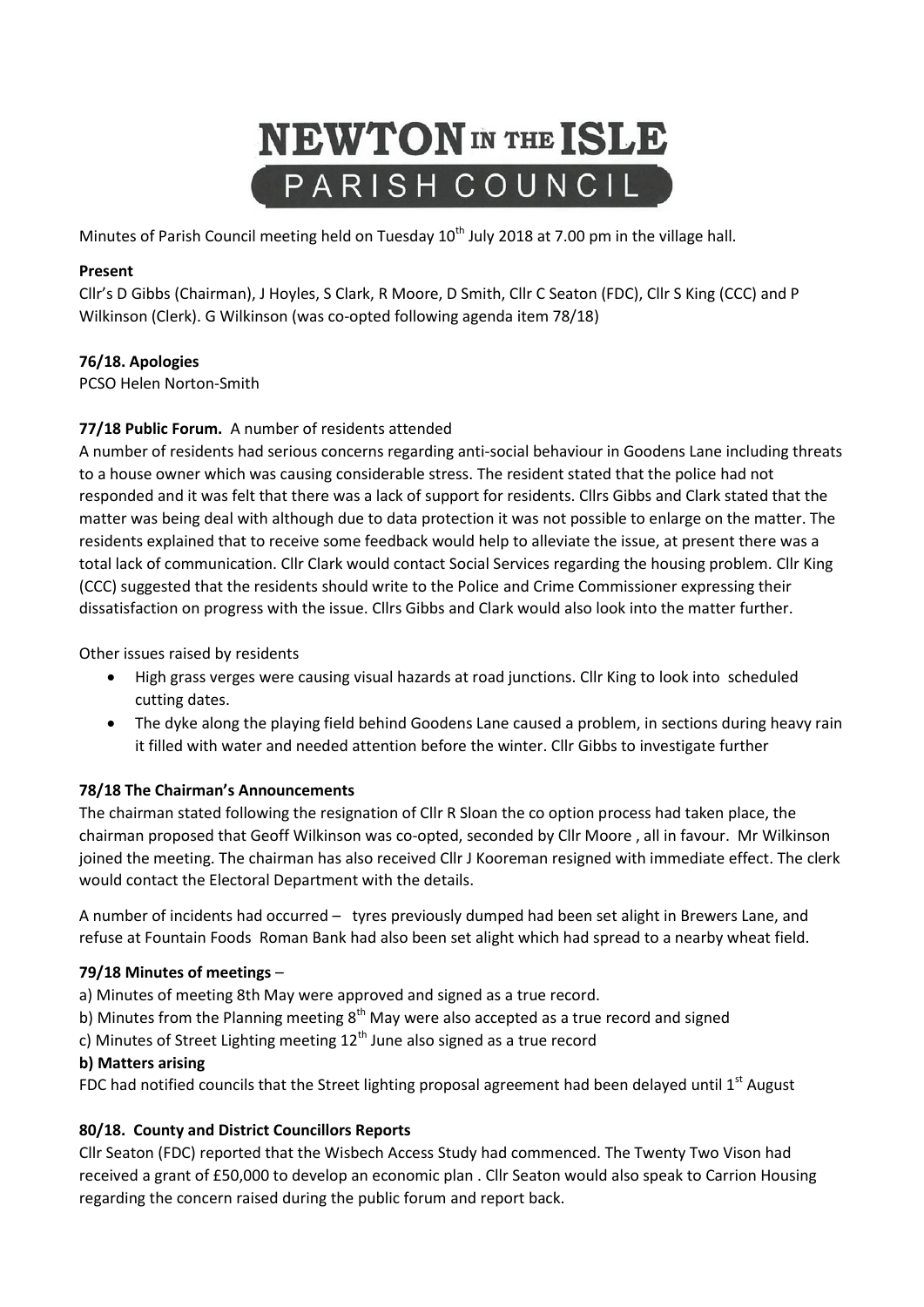# NEWTON IN THE ISLE PARISH COUNCIL

Minutes of Parish Council meeting held on Tuesday 10th July 2018 at 7.00 pm in the village hall.

**Present**

Cllr's D Gibbs (Chairman), J Hoyles, S Clark, R Moore, D Smith, Cllr C Seaton (FDC), Cllr S King (CCC) and P Wilkinson (Clerk). G Wilkinson (was co-opted following agenda item 78/18)

**76/18. Apologies**

PCSO Helen Norton-Smith

**77/18 Public Forum.** A number of residents attended

A number of residents had serious concerns regarding anti-social behaviour in Goodens Lane including threats to a house owner which was causing considerable stress. The resident stated that the police had not responded and it was felt that there was a lack of support for residents. Cllrs Gibbs and Clark stated that the matter was being deal with although due to data protection it was not possible to enlarge on the matter. The residents explained that to receive some feedback would help to alleviate the issue, at present there was a total lack of communication. Cllr Clark would contact Social Services regarding the housing problem. Cllr King (CCC) suggested that the residents should write to the Police and Crime Commissioner expressing their dissatisfaction on progress with the issue. Cllrs Gibbs and Clark would also look into the matter further.

Other issues raised by residents

- High grass verges were causing visual hazards at road junctions. Cllr King to look into scheduled cutting dates.
- The dyke along the playing field behind Goodens Lane caused a problem, in sections during heavy rain it filled with water and needed attention before the winter. Cllr Gibbs to investigate further

**78/18 The Chairman's Announcements**

The chairman stated following the resignation of Cllr R Sloan the co option process had taken place, the chairman proposed that Geoff Wilkinson was co-opted, seconded by Cllr Moore , all in favour. Mr Wilkinson joined the meeting. The chairman has also received Cllr J Kooreman resigned with immediate effect. The clerk would contact the Electoral Department with the details.

A number of incidents had occurred – tyres previously dumped had been set alight in Brewers Lane, and refuse at Fountain Foods Roman Bank had also been set alight which had spread to a nearby wheat field.

**79/18 Minutes of meetings** –

a) Minutes of meeting 8th May were approved and signed as a true record.

b) Minutes from the Planning meeting 8th May were also accepted as a true record and signed

c) Minutes of Street Lighting meeting 12th June also signed as a true record

**b) Matters arising**

FDC had notified councils that the Street lighting proposal agreement had been delayed until 1st August

**80/18. County and District Councillors Reports**

Cllr Seaton (FDC) reported that the Wisbech Access Study had commenced. The Twenty Two Vison had received a grant of £50,000 to develop an economic plan . Cllr Seaton would also speak to Carrion Housing regarding the concern raised during the public forum and report back.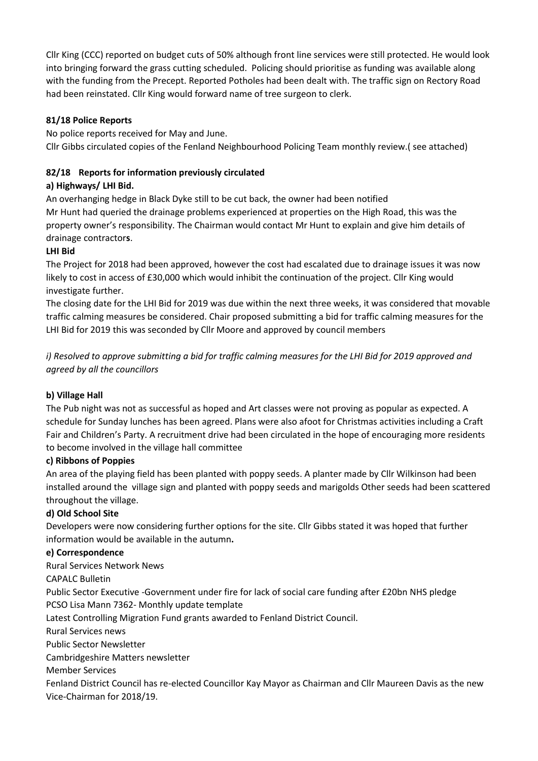Cllr King (CCC) reported on budget cuts of 50% although front line services were still protected. He would look into bringing forward the grass cutting scheduled. Policing should prioritise as funding was available along with the funding from the Precept. Reported Potholes had been dealt with. The traffic sign on Rectory Road had been reinstated. Cllr King would forward name of tree surgeon to clerk.

**81/18 Police Reports**

No police reports received for May and June.

Cllr Gibbs circulated copies of the Fenland Neighbourhood Policing Team monthly review.( see attached)

**82/18 Reports for information previously circulated**

**a) Highways/ LHI Bid.**

An overhanging hedge in Black Dyke still to be cut back, the owner had been notified

Mr Hunt had queried the drainage problems experienced at properties on the High Road, this was the property owner's responsibility. The Chairman would contact Mr Hunt to explain and give him details of drainage contractors.

**LHI Bid**

The Project for 2018 had been approved, however the cost had escalated due to drainage issues it was now likely to cost in access of £30,000 which would inhibit the continuation of the project. Cllr King would investigate further.

The closing date for the LHI Bid for 2019 was due within the next three weeks, it was considered that movable traffic calming measures be considered. Chair proposed submitting a bid for traffic calming measures for the LHI Bid for 2019 this was seconded by Cllr Moore and approved by council members

*i) Resolved to approve submitting a bid for traffic calming measures for the LHI Bid for 2019 approved and agreed by all the councillors*

**b) Village Hall**

The Pub night was not as successful as hoped and Art classes were not proving as popular as expected. A schedule for Sunday lunches has been agreed. Plans were also afoot for Christmas activities including a Craft Fair and Children's Party. A recruitment drive had been circulated in the hope of encouraging more residents to become involved in the village hall committee

**c) Ribbons of Poppies**

An area of the playing field has been planted with poppy seeds. A planter made by Cllr Wilkinson had been installed around the village sign and planted with poppy seeds and marigolds Other seeds had been scattered throughout the village.

**d) Old School Site**

Developers were now considering further options for the site. Cllr Gibbs stated it was hoped that further information would be available in the autumn.

**e) Correspondence**

Rural Services Network News

CAPALC Bulletin

Public Sector Executive -Government under fire for lack of social care funding after £20bn NHS pledge

PCSO Lisa Mann 7362- Monthly update template

Latest Controlling Migration Fund grants awarded to Fenland District Council.

Rural Services news

Public Sector Newsletter

Cambridgeshire Matters newsletter

Member Services

Fenland District Council has re-elected Councillor Kay Mayor as Chairman and Cllr Maureen Davis as the new Vice-Chairman for 2018/19.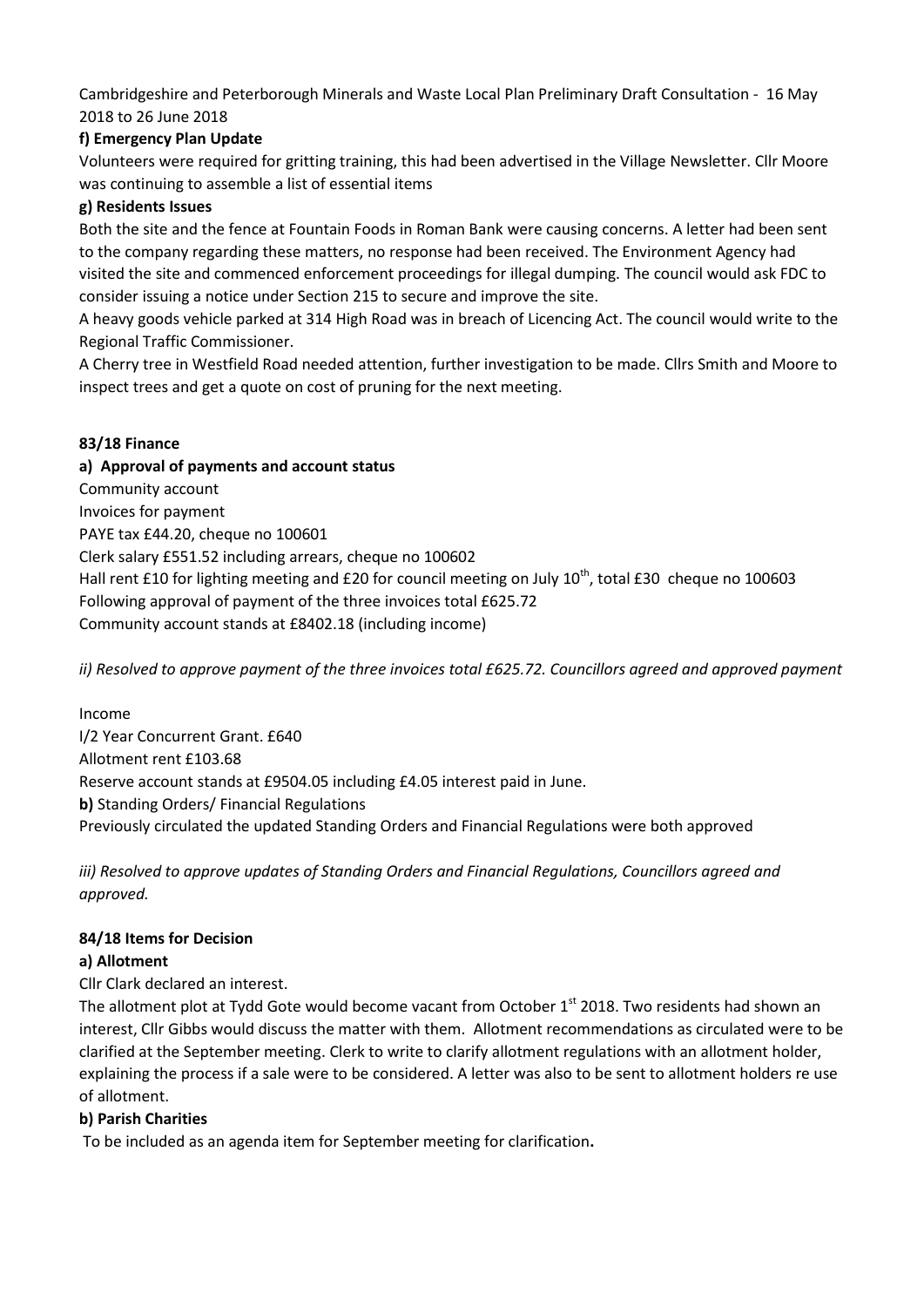Cambridgeshire and Peterborough Minerals and Waste Local Plan Preliminary Draft Consultation - 16 May 2018 to 26 June 2018

**f) Emergency Plan Update**

Volunteers were required for gritting training, this had been advertised in the Village Newsletter. Cllr Moore was continuing to assemble a list of essential items

**g) Residents Issues**

Both the site and the fence at Fountain Foods in Roman Bank were causing concerns. A letter had been sent to the company regarding these matters, no response had been received. The Environment Agency had visited the site and commenced enforcement proceedings for illegal dumping. The council would ask FDC to consider issuing a notice under Section 215 to secure and improve the site.

A heavy goods vehicle parked at 314 High Road was in breach of Licencing Act. The council would write to the Regional Traffic Commissioner.

A Cherry tree in Westfield Road needed attention, further investigation to be made. Cllrs Smith and Moore to inspect trees and get a quote on cost of pruning for the next meeting.

**83/18 Finance**

**a) Approval of payments and account status**

Community account

Invoices for payment

PAYE tax £44.20, cheque no 100601

Clerk salary £551.52 including arrears, cheque no 100602

Hall rent £10 for lighting meeting and £20 for council meeting on July 10th, total £30 cheque no 100603

Following approval of payment of the three invoices total £625.72

Community account stands at £8402.18 (including income)

*ii) Resolved to approve payment of the three invoices total £625.72. Councillors agreed and approved payment*

Income

I/2 Year Concurrent Grant. £640

Allotment rent £103.68

Reserve account stands at £9504.05 including £4.05 interest paid in June.

**b)** Standing Orders/ Financial Regulations

Previously circulated the updated Standing Orders and Financial Regulations were both approved

*iii) Resolved to approve updates of Standing Orders and Financial Regulations, Councillors agreed and approved.*

**84/18 Items for Decision**

**a) Allotment**

Cllr Clark declared an interest.

The allotment plot at Tydd Gote would become vacant from October 1st 2018. Two residents had shown an interest, Cllr Gibbs would discuss the matter with them. Allotment recommendations as circulated were to be clarified at the September meeting. Clerk to write to clarify allotment regulations with an allotment holder, explaining the process if a sale were to be considered. A letter was also to be sent to allotment holders re use of allotment.

**b) Parish Charities**

To be included as an agenda item for September meeting for clarification**.**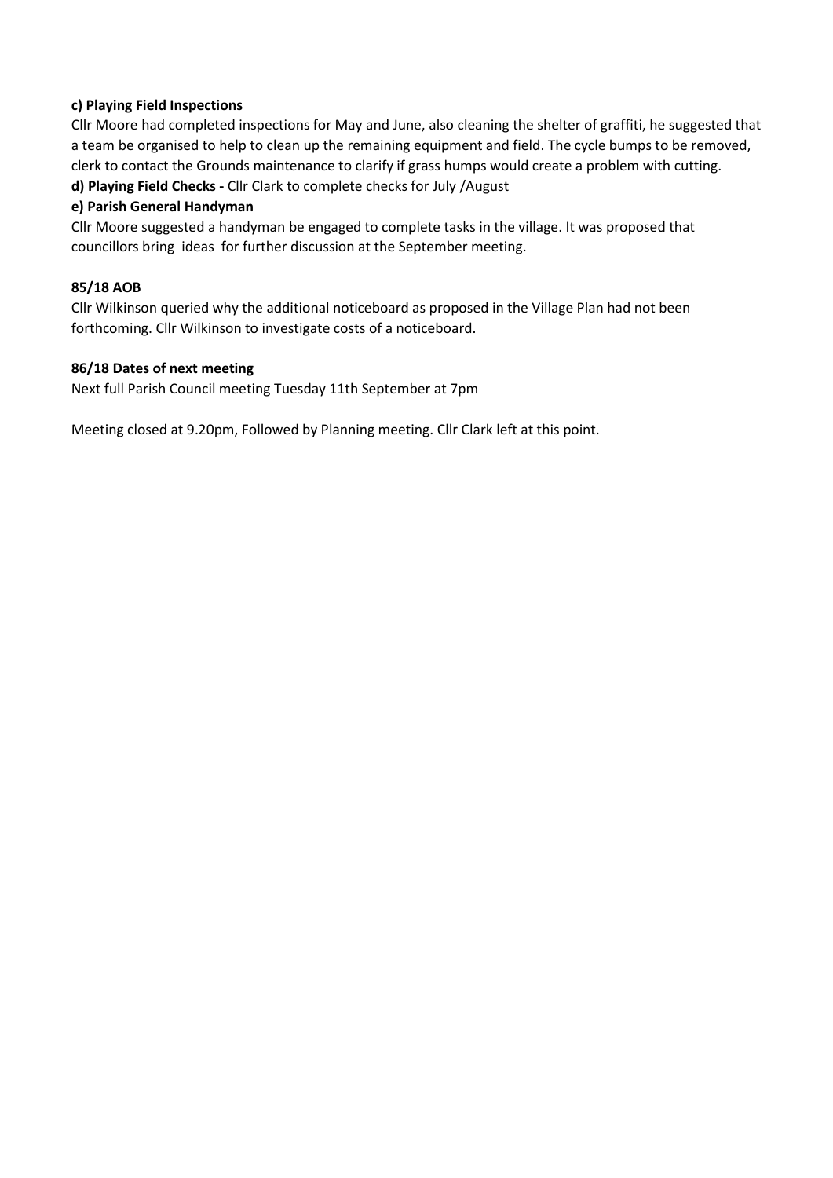**c) Playing Field Inspections**

Cllr Moore had completed inspections for May and June, also cleaning the shelter of graffiti, he suggested that a team be organised to help to clean up the remaining equipment and field. The cycle bumps to be removed, clerk to contact the Grounds maintenance to clarify if grass humps would create a problem with cutting.

**d) Playing Field Checks -** Cllr Clark to complete checks for July /August

**e) Parish General Handyman**

Cllr Moore suggested a handyman be engaged to complete tasks in the village. It was proposed that councillors bring ideas for further discussion at the September meeting.

**85/18 AOB**

Cllr Wilkinson queried why the additional noticeboard as proposed in the Village Plan had not been forthcoming. Cllr Wilkinson to investigate costs of a noticeboard.

**86/18 Dates of next meeting**

Next full Parish Council meeting Tuesday 11th September at 7pm

Meeting closed at 9.20pm, Followed by Planning meeting. Cllr Clark left at this point.